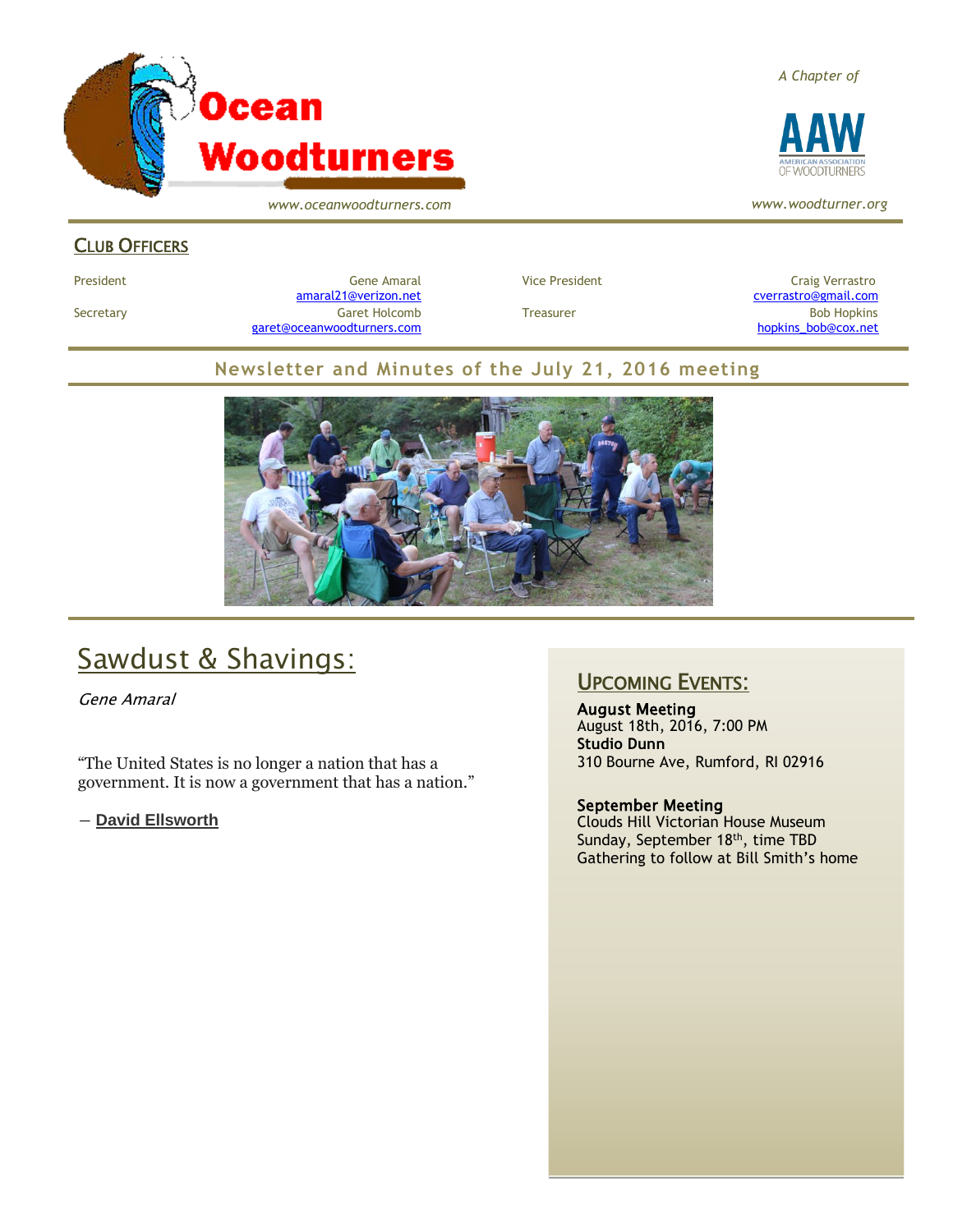# Ocean Woodturners

www.oceanwoodturners.com

*A Chapter of*

AAW AMERICAN ASSOCIATION OF WOODTURNERS

*www.woodturner.org*

## CLUB OFFICERS

| | | | |
|---|---|---|---|
| President | Gene Amaral amaral21@verizon.net | Vice President | Craig Verrastro cverrastro@gmail.com |
| Secretary | Garet Holcomb garet@oceanwoodturners.com | Treasurer | Bob Hopkins hopkins_bob@cox.net |

## Newsletter and Minutes of the July 21, 2016 meeting

# Sawdust & Shavings:

*Gene Amaral*

"The United States is no longer a nation that has a government. It is now a government that has a nation."

― **David Ellsworth**

## UPCOMING EVENTS:

**August Meeting**
August 18th, 2016, 7:00 PM
**Studio Dunn**
310 Bourne Ave, Rumford, RI 02916

**September Meeting**
Clouds Hill Victorian House Museum
Sunday, September 18th, time TBD
Gathering to follow at Bill Smith's home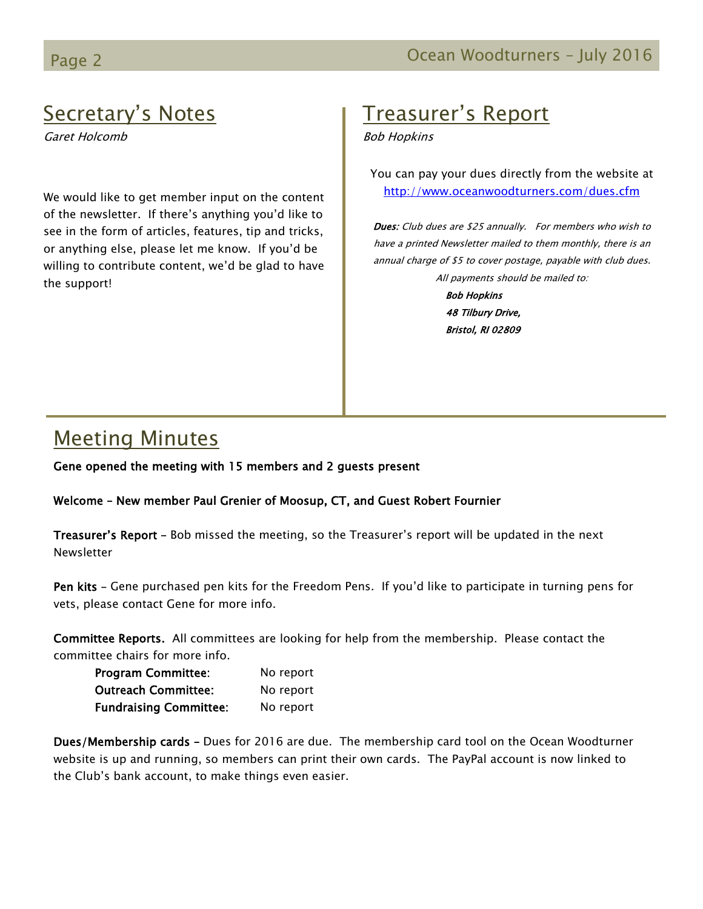## Secretary's Notes

*Garet Holcomb*

We would like to get member input on the content of the newsletter. If there's anything you'd like to see in the form of articles, features, tip and tricks, or anything else, please let me know. If you'd be willing to contribute content, we'd be glad to have the support!

## Treasurer's Report

*Bob Hopkins*

You can pay your dues directly from the website at http://www.oceanwoodturners.com/dues.cfm

***Dues:*** *Club dues are $25 annually. For members who wish to have a printed Newsletter mailed to them monthly, there is an annual charge of $5 to cover postage, payable with club dues.*

*All payments should be mailed to:*

***Bob Hopkins***
***48 Tilbury Drive,***
***Bristol, RI 02809***

## Meeting Minutes

**Gene opened the meeting with 15 members and 2 guests present**

**Welcome – New member Paul Grenier of Moosup, CT, and Guest Robert Fournier**

**Treasurer's Report** – Bob missed the meeting, so the Treasurer's report will be updated in the next Newsletter

**Pen kits** – Gene purchased pen kits for the Freedom Pens. If you'd like to participate in turning pens for vets, please contact Gene for more info.

**Committee Reports.** All committees are looking for help from the membership. Please contact the committee chairs for more info.

**Program Committee**: No report
**Outreach Committee:** No report
**Fundraising Committee**: No report

**Dues/Membership cards** – Dues for 2016 are due. The membership card tool on the Ocean Woodturner website is up and running, so members can print their own cards. The PayPal account is now linked to the Club's bank account, to make things even easier.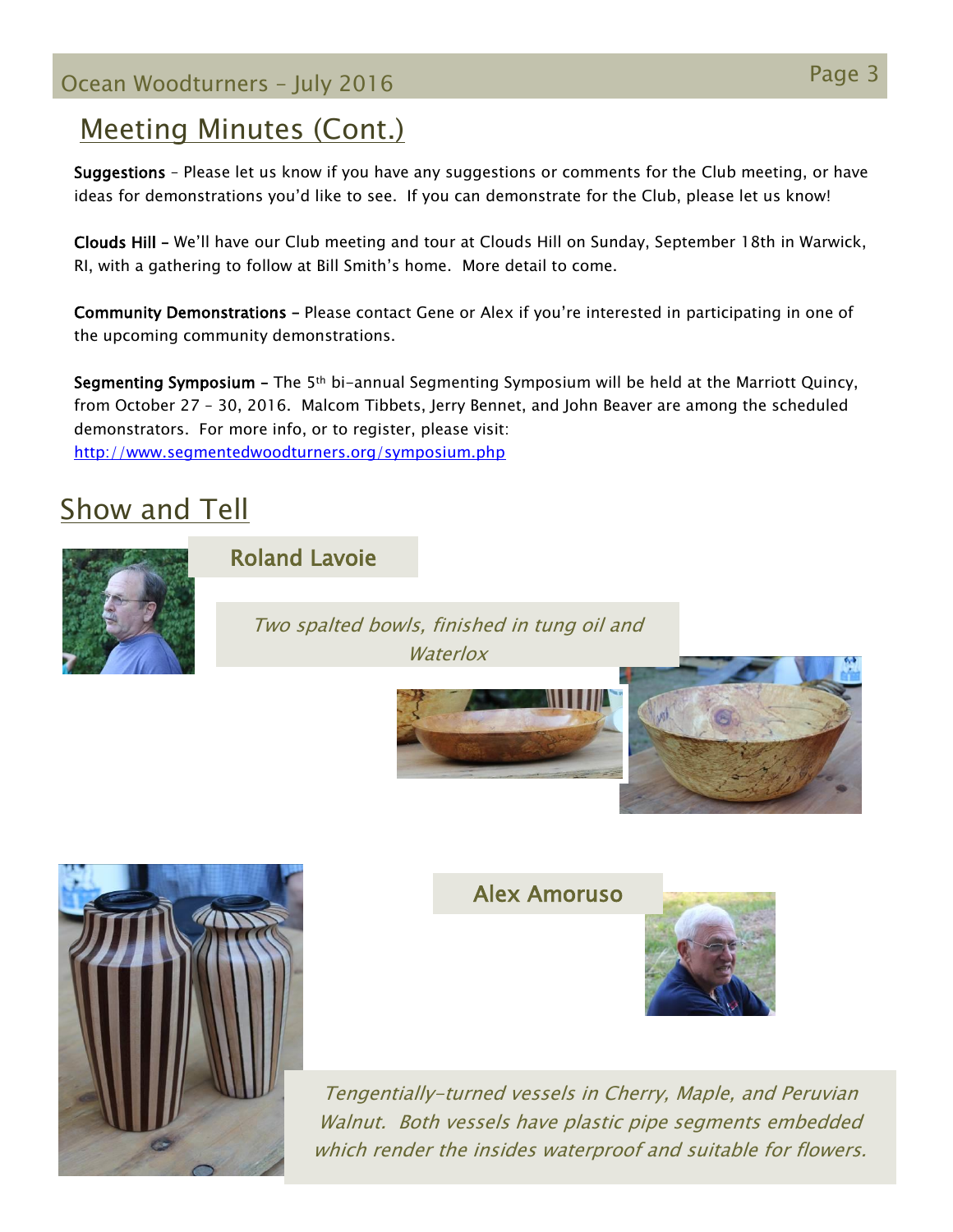## Meeting Minutes (Cont.)

**Suggestions** – Please let us know if you have any suggestions or comments for the Club meeting, or have ideas for demonstrations you'd like to see. If you can demonstrate for the Club, please let us know!

**Clouds Hill** – We'll have our Club meeting and tour at Clouds Hill on Sunday, September 18th in Warwick, RI, with a gathering to follow at Bill Smith's home. More detail to come.

**Community Demonstrations** – Please contact Gene or Alex if you're interested in participating in one of the upcoming community demonstrations.

**Segmenting Symposium** – The 5th bi-annual Segmenting Symposium will be held at the Marriott Quincy, from October 27 – 30, 2016. Malcom Tibbets, Jerry Bennet, and John Beaver are among the scheduled demonstrators. For more info, or to register, please visit: http://www.segmentedwoodturners.org/symposium.php

## Show and Tell

### Roland Lavoie

*Two spalted bowls, finished in tung oil and Waterlox*

### Alex Amoruso

*Tengentially-turned vessels in Cherry, Maple, and Peruvian Walnut. Both vessels have plastic pipe segments embedded which render the insides waterproof and suitable for flowers.*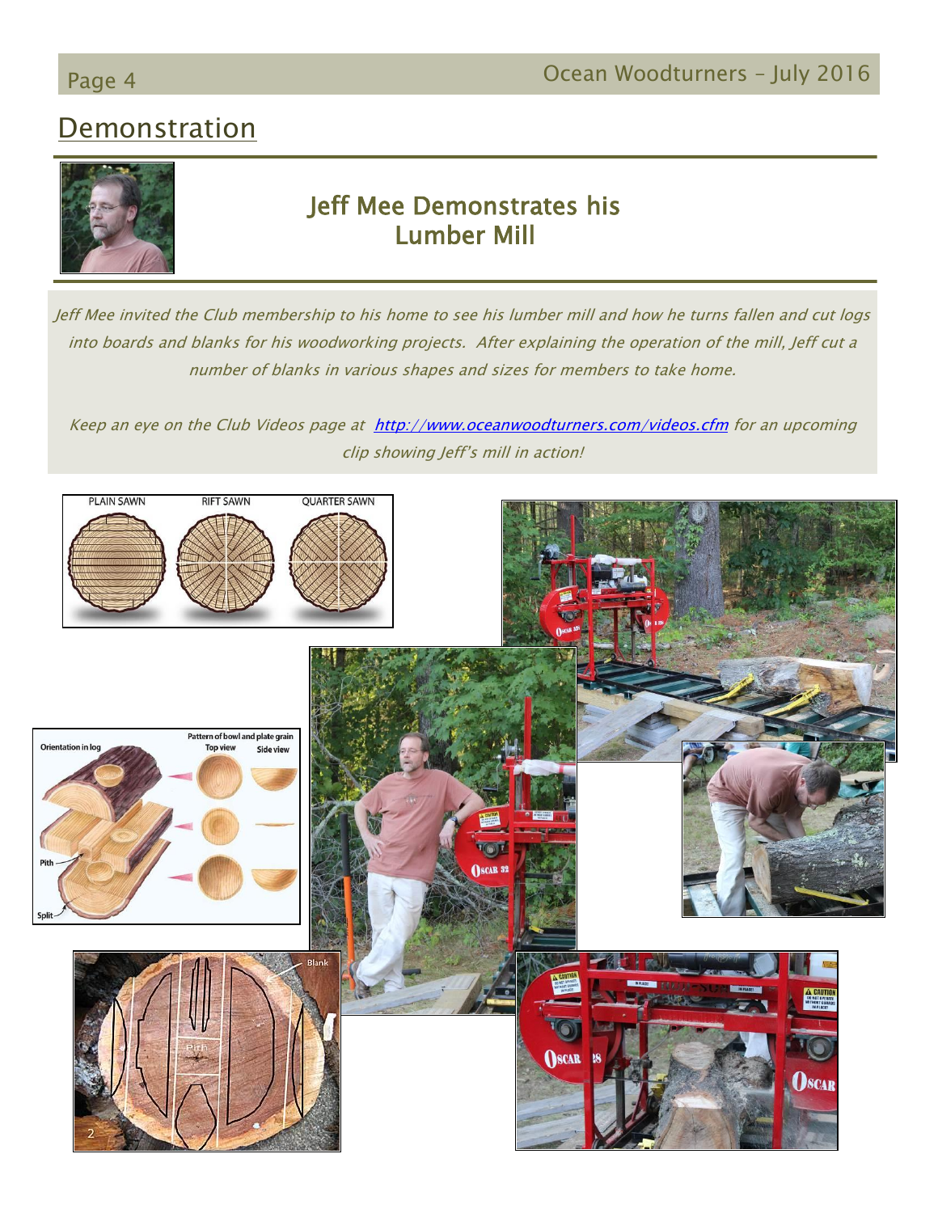## Demonstration

### Jeff Mee Demonstrates his Lumber Mill

*Jeff Mee invited the Club membership to his home to see his lumber mill and how he turns fallen and cut logs into boards and blanks for his woodworking projects. After explaining the operation of the mill, Jeff cut a number of blanks in various shapes and sizes for members to take home.*

*Keep an eye on the Club Videos page at [http://www.oceanwoodturners.com/videos.cfm](http://www.oceanwoodturners.com/videos.cfm) for an upcoming clip showing Jeff's mill in action!*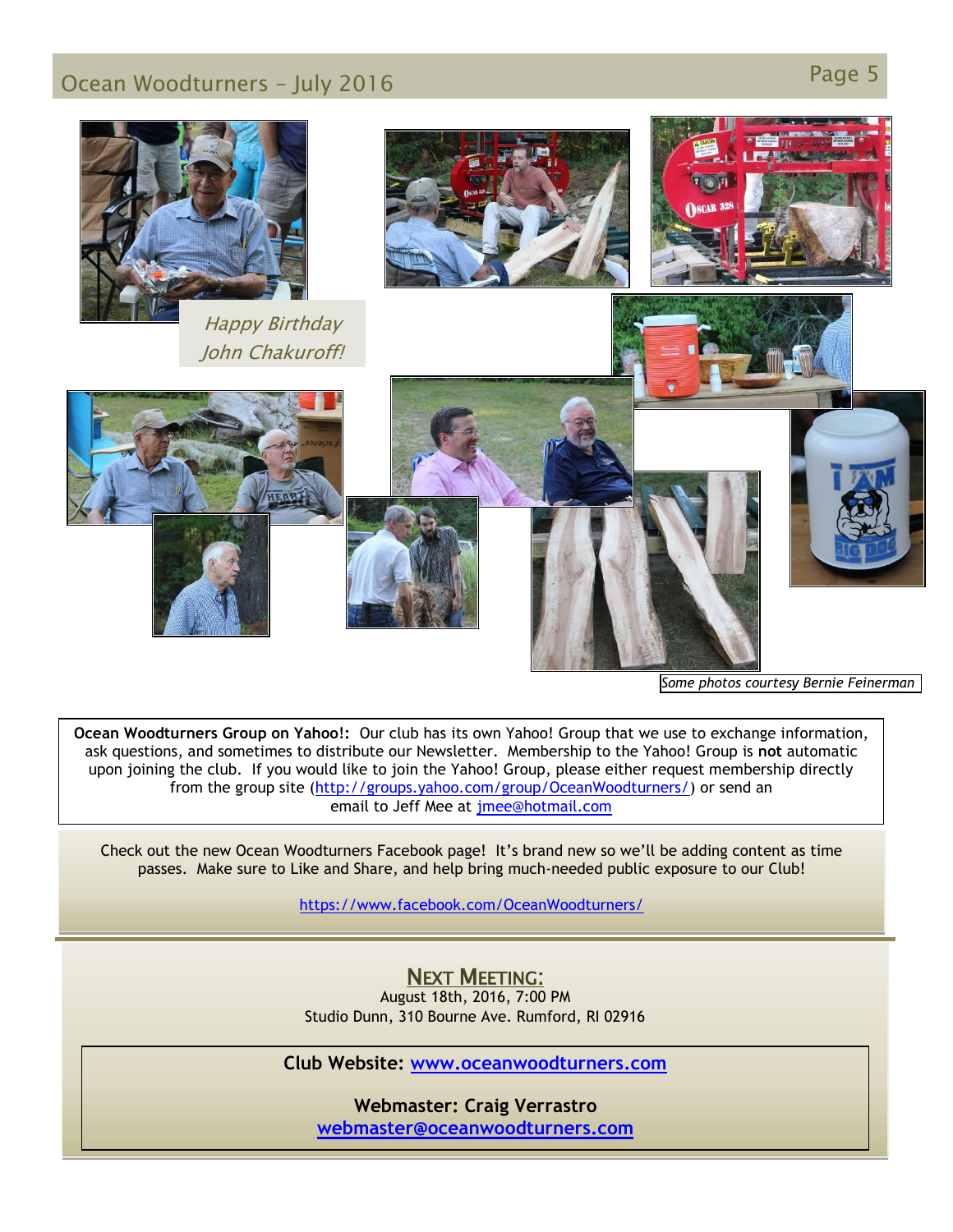*Happy Birthday John Chakuroff!*

*Some photos courtesy Bernie Feinerman*

**Ocean Woodturners Group on Yahoo!:** Our club has its own Yahoo! Group that we use to exchange information, ask questions, and sometimes to distribute our Newsletter. Membership to the Yahoo! Group is **not** automatic upon joining the club. If you would like to join the Yahoo! Group, please either request membership directly from the group site (http://groups.yahoo.com/group/OceanWoodturners/) or send an email to Jeff Mee at jmee@hotmail.com

Check out the new Ocean Woodturners Facebook page! It's brand new so we'll be adding content as time passes. Make sure to Like and Share, and help bring much-needed public exposure to our Club!

https://www.facebook.com/OceanWoodturners/

## NEXT MEETING:

August 18th, 2016, 7:00 PM
Studio Dunn, 310 Bourne Ave. Rumford, RI 02916

**Club Website: www.oceanwoodturners.com**

**Webmaster: Craig Verrastro**
**webmaster@oceanwoodturners.com**